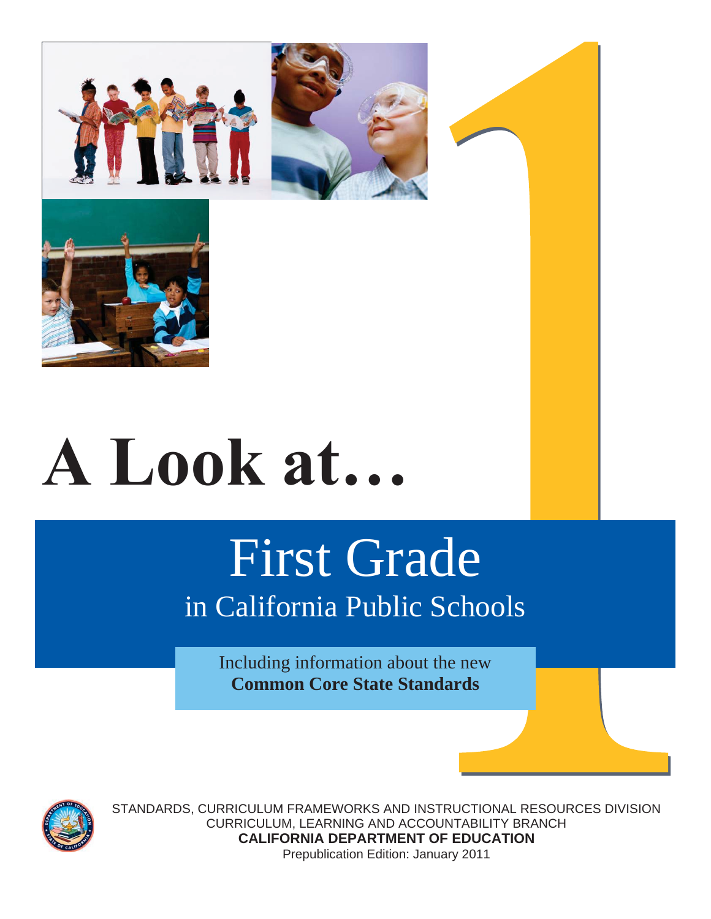# A Look at…

## First Grade
### in California Public Schools

Including information about the new
**Common Core State Standards**

STANDARDS, CURRICULUM FRAMEWORKS AND INSTRUCTIONAL RESOURCES DIVISION
CURRICULUM, LEARNING AND ACCOUNTABILITY BRANCH
**CALIFORNIA DEPARTMENT OF EDUCATION**
Prepublication Edition: January 2011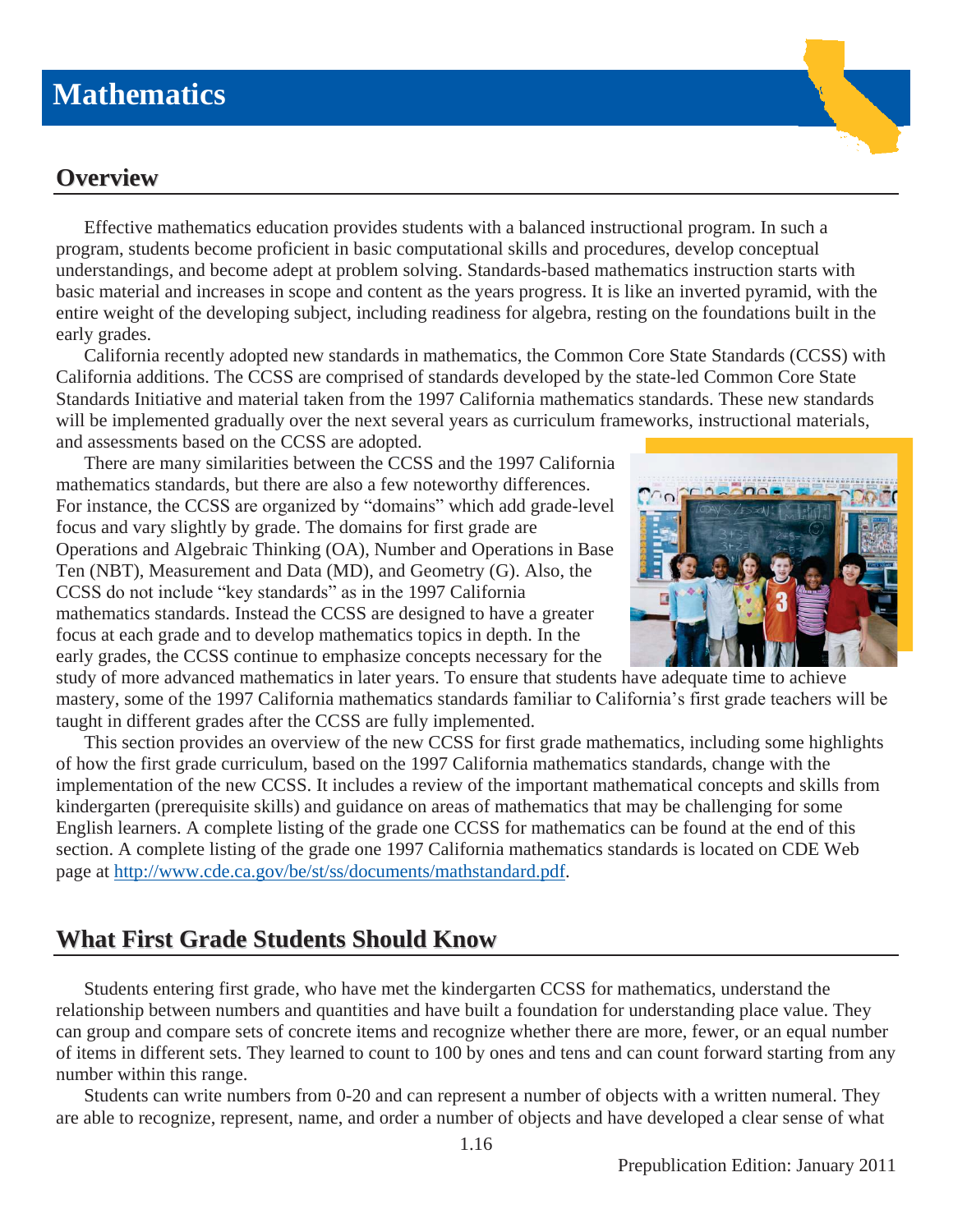# Mathematics

## Overview

Effective mathematics education provides students with a balanced instructional program. In such a program, students become proficient in basic computational skills and procedures, develop conceptual understandings, and become adept at problem solving. Standards-based mathematics instruction starts with basic material and increases in scope and content as the years progress. It is like an inverted pyramid, with the entire weight of the developing subject, including readiness for algebra, resting on the foundations built in the early grades.

California recently adopted new standards in mathematics, the Common Core State Standards (CCSS) with California additions. The CCSS are comprised of standards developed by the state-led Common Core State Standards Initiative and material taken from the 1997 California mathematics standards. These new standards will be implemented gradually over the next several years as curriculum frameworks, instructional materials, and assessments based on the CCSS are adopted.

There are many similarities between the CCSS and the 1997 California mathematics standards, but there are also a few noteworthy differences. For instance, the CCSS are organized by "domains" which add grade-level focus and vary slightly by grade. The domains for first grade are Operations and Algebraic Thinking (OA), Number and Operations in Base Ten (NBT), Measurement and Data (MD), and Geometry (G). Also, the CCSS do not include "key standards" as in the 1997 California mathematics standards. Instead the CCSS are designed to have a greater focus at each grade and to develop mathematics topics in depth. In the early grades, the CCSS continue to emphasize concepts necessary for the study of more advanced mathematics in later years. To ensure that students have adequate time to achieve mastery, some of the 1997 California mathematics standards familiar to California's first grade teachers will be taught in different grades after the CCSS are fully implemented.

This section provides an overview of the new CCSS for first grade mathematics, including some highlights of how the first grade curriculum, based on the 1997 California mathematics standards, change with the implementation of the new CCSS. It includes a review of the important mathematical concepts and skills from kindergarten (prerequisite skills) and guidance on areas of mathematics that may be challenging for some English learners. A complete listing of the grade one CCSS for mathematics can be found at the end of this section. A complete listing of the grade one 1997 California mathematics standards is located on CDE Web page at http://www.cde.ca.gov/be/st/ss/documents/mathstandard.pdf.

## What First Grade Students Should Know

Students entering first grade, who have met the kindergarten CCSS for mathematics, understand the relationship between numbers and quantities and have built a foundation for understanding place value. They can group and compare sets of concrete items and recognize whether there are more, fewer, or an equal number of items in different sets. They learned to count to 100 by ones and tens and can count forward starting from any number within this range.

Students can write numbers from 0-20 and can represent a number of objects with a written numeral. They are able to recognize, represent, name, and order a number of objects and have developed a clear sense of what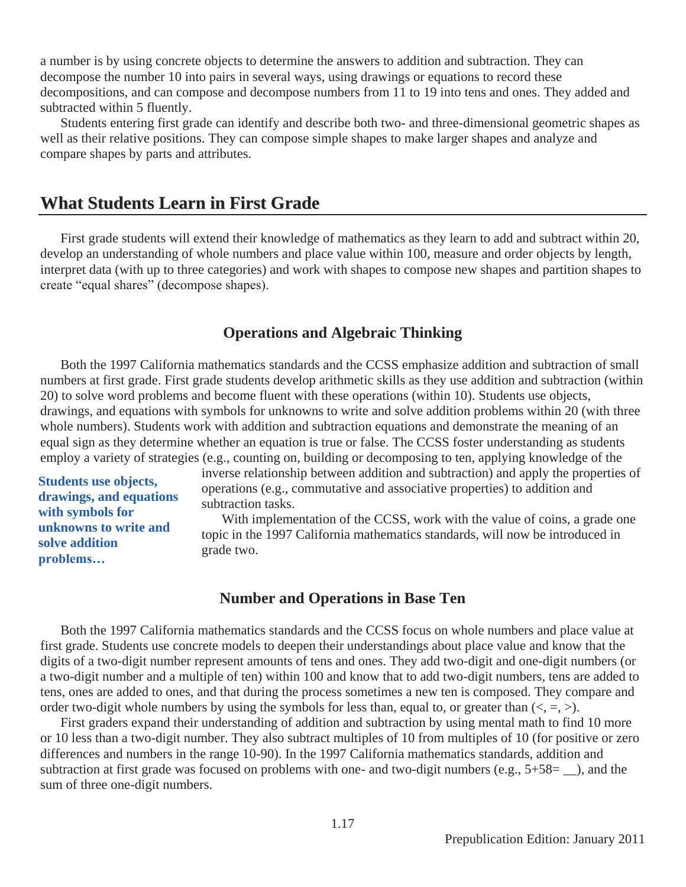a number is by using concrete objects to determine the answers to addition and subtraction. They can decompose the number 10 into pairs in several ways, using drawings or equations to record these decompositions, and can compose and decompose numbers from 11 to 19 into tens and ones. They added and subtracted within 5 fluently.

Students entering first grade can identify and describe both two- and three-dimensional geometric shapes as well as their relative positions. They can compose simple shapes to make larger shapes and analyze and compare shapes by parts and attributes.

## What Students Learn in First Grade

First grade students will extend their knowledge of mathematics as they learn to add and subtract within 20, develop an understanding of whole numbers and place value within 100, measure and order objects by length, interpret data (with up to three categories) and work with shapes to compose new shapes and partition shapes to create "equal shares" (decompose shapes).

### Operations and Algebraic Thinking

Both the 1997 California mathematics standards and the CCSS emphasize addition and subtraction of small numbers at first grade. First grade students develop arithmetic skills as they use addition and subtraction (within 20) to solve word problems and become fluent with these operations (within 10). Students use objects, drawings, and equations with symbols for unknowns to write and solve addition problems within 20 (with three whole numbers). Students work with addition and subtraction equations and demonstrate the meaning of an equal sign as they determine whether an equation is true or false. The CCSS foster understanding as students employ a variety of strategies (e.g., counting on, building or decomposing to ten, applying knowledge of the inverse relationship between addition and subtraction) and apply the properties of operations (e.g., commutative and associative properties) to addition and subtraction tasks.

**Students use objects, drawings, and equations with symbols for unknowns to write and solve addition problems…**

With implementation of the CCSS, work with the value of coins, a grade one topic in the 1997 California mathematics standards, will now be introduced in grade two.

### Number and Operations in Base Ten

Both the 1997 California mathematics standards and the CCSS focus on whole numbers and place value at first grade. Students use concrete models to deepen their understandings about place value and know that the digits of a two-digit number represent amounts of tens and ones. They add two-digit and one-digit numbers (or a two-digit number and a multiple of ten) within 100 and know that to add two-digit numbers, tens are added to tens, ones are added to ones, and that during the process sometimes a new ten is composed. They compare and order two-digit whole numbers by using the symbols for less than, equal to, or greater than ($<$, $=$, $>$).

First graders expand their understanding of addition and subtraction by using mental math to find 10 more or 10 less than a two-digit number. They also subtract multiples of 10 from multiples of 10 (for positive or zero differences and numbers in the range 10-90). In the 1997 California mathematics standards, addition and subtraction at first grade was focused on problems with one- and two-digit numbers (e.g., $5+58=$ __), and the sum of three one-digit numbers.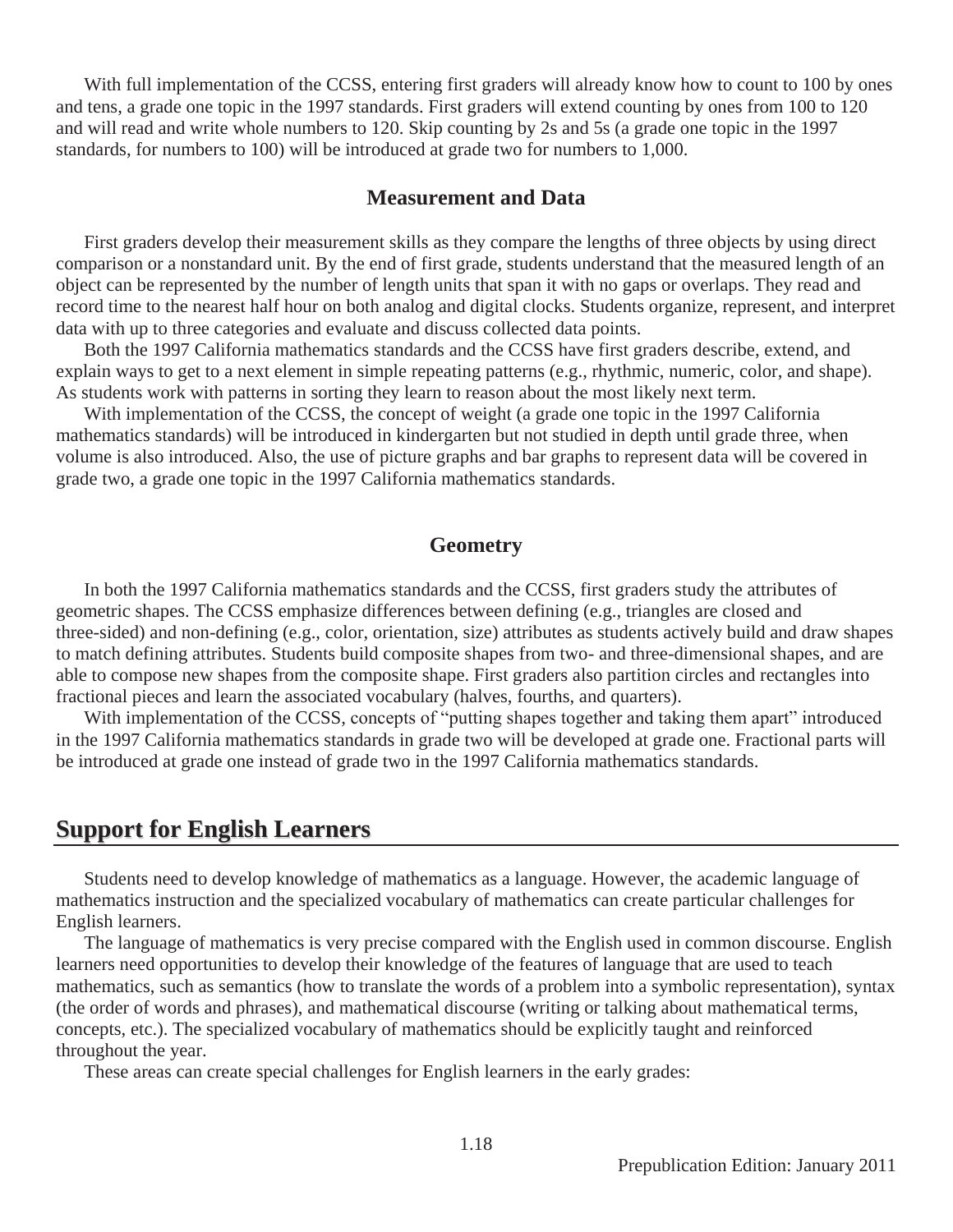With full implementation of the CCSS, entering first graders will already know how to count to 100 by ones and tens, a grade one topic in the 1997 standards. First graders will extend counting by ones from 100 to 120 and will read and write whole numbers to 120. Skip counting by 2s and 5s (a grade one topic in the 1997 standards, for numbers to 100) will be introduced at grade two for numbers to 1,000.

### Measurement and Data

First graders develop their measurement skills as they compare the lengths of three objects by using direct comparison or a nonstandard unit. By the end of first grade, students understand that the measured length of an object can be represented by the number of length units that span it with no gaps or overlaps. They read and record time to the nearest half hour on both analog and digital clocks. Students organize, represent, and interpret data with up to three categories and evaluate and discuss collected data points.

Both the 1997 California mathematics standards and the CCSS have first graders describe, extend, and explain ways to get to a next element in simple repeating patterns (e.g., rhythmic, numeric, color, and shape). As students work with patterns in sorting they learn to reason about the most likely next term.

With implementation of the CCSS, the concept of weight (a grade one topic in the 1997 California mathematics standards) will be introduced in kindergarten but not studied in depth until grade three, when volume is also introduced. Also, the use of picture graphs and bar graphs to represent data will be covered in grade two, a grade one topic in the 1997 California mathematics standards.

### Geometry

In both the 1997 California mathematics standards and the CCSS, first graders study the attributes of geometric shapes. The CCSS emphasize differences between defining (e.g., triangles are closed and three-sided) and non-defining (e.g., color, orientation, size) attributes as students actively build and draw shapes to match defining attributes. Students build composite shapes from two- and three-dimensional shapes, and are able to compose new shapes from the composite shape. First graders also partition circles and rectangles into fractional pieces and learn the associated vocabulary (halves, fourths, and quarters).

With implementation of the CCSS, concepts of "putting shapes together and taking them apart" introduced in the 1997 California mathematics standards in grade two will be developed at grade one. Fractional parts will be introduced at grade one instead of grade two in the 1997 California mathematics standards.

## Support for English Learners

Students need to develop knowledge of mathematics as a language. However, the academic language of mathematics instruction and the specialized vocabulary of mathematics can create particular challenges for English learners.

The language of mathematics is very precise compared with the English used in common discourse. English learners need opportunities to develop their knowledge of the features of language that are used to teach mathematics, such as semantics (how to translate the words of a problem into a symbolic representation), syntax (the order of words and phrases), and mathematical discourse (writing or talking about mathematical terms, concepts, etc.). The specialized vocabulary of mathematics should be explicitly taught and reinforced throughout the year.

These areas can create special challenges for English learners in the early grades: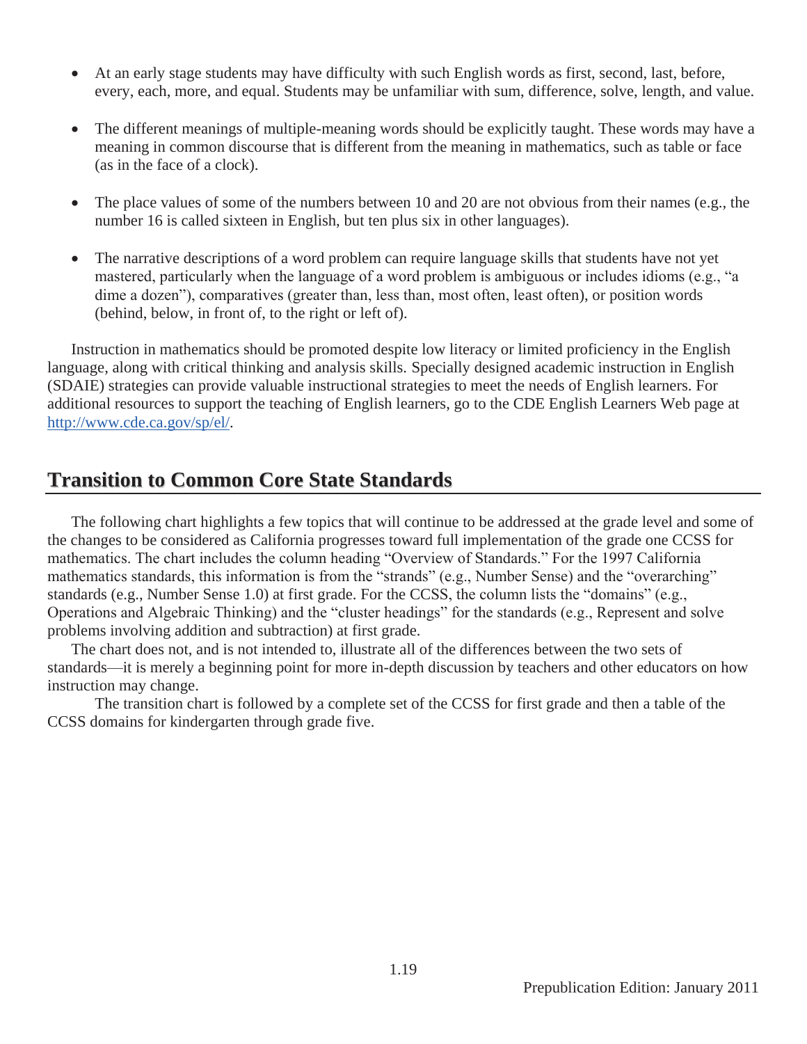- At an early stage students may have difficulty with such English words as first, second, last, before, every, each, more, and equal. Students may be unfamiliar with sum, difference, solve, length, and value.

- The different meanings of multiple-meaning words should be explicitly taught. These words may have a meaning in common discourse that is different from the meaning in mathematics, such as table or face (as in the face of a clock).

- The place values of some of the numbers between 10 and 20 are not obvious from their names (e.g., the number 16 is called sixteen in English, but ten plus six in other languages).

- The narrative descriptions of a word problem can require language skills that students have not yet mastered, particularly when the language of a word problem is ambiguous or includes idioms (e.g., "a dime a dozen"), comparatives (greater than, less than, most often, least often), or position words (behind, below, in front of, to the right or left of).

Instruction in mathematics should be promoted despite low literacy or limited proficiency in the English language, along with critical thinking and analysis skills. Specially designed academic instruction in English (SDAIE) strategies can provide valuable instructional strategies to meet the needs of English learners. For additional resources to support the teaching of English learners, go to the CDE English Learners Web page at [http://www.cde.ca.gov/sp/el/](http://www.cde.ca.gov/sp/el/).

## Transition to Common Core State Standards

The following chart highlights a few topics that will continue to be addressed at the grade level and some of the changes to be considered as California progresses toward full implementation of the grade one CCSS for mathematics. The chart includes the column heading "Overview of Standards." For the 1997 California mathematics standards, this information is from the "strands" (e.g., Number Sense) and the "overarching" standards (e.g., Number Sense 1.0) at first grade. For the CCSS, the column lists the "domains" (e.g., Operations and Algebraic Thinking) and the "cluster headings" for the standards (e.g., Represent and solve problems involving addition and subtraction) at first grade.

The chart does not, and is not intended to, illustrate all of the differences between the two sets of standards—it is merely a beginning point for more in-depth discussion by teachers and other educators on how instruction may change.

The transition chart is followed by a complete set of the CCSS for first grade and then a table of the CCSS domains for kindergarten through grade five.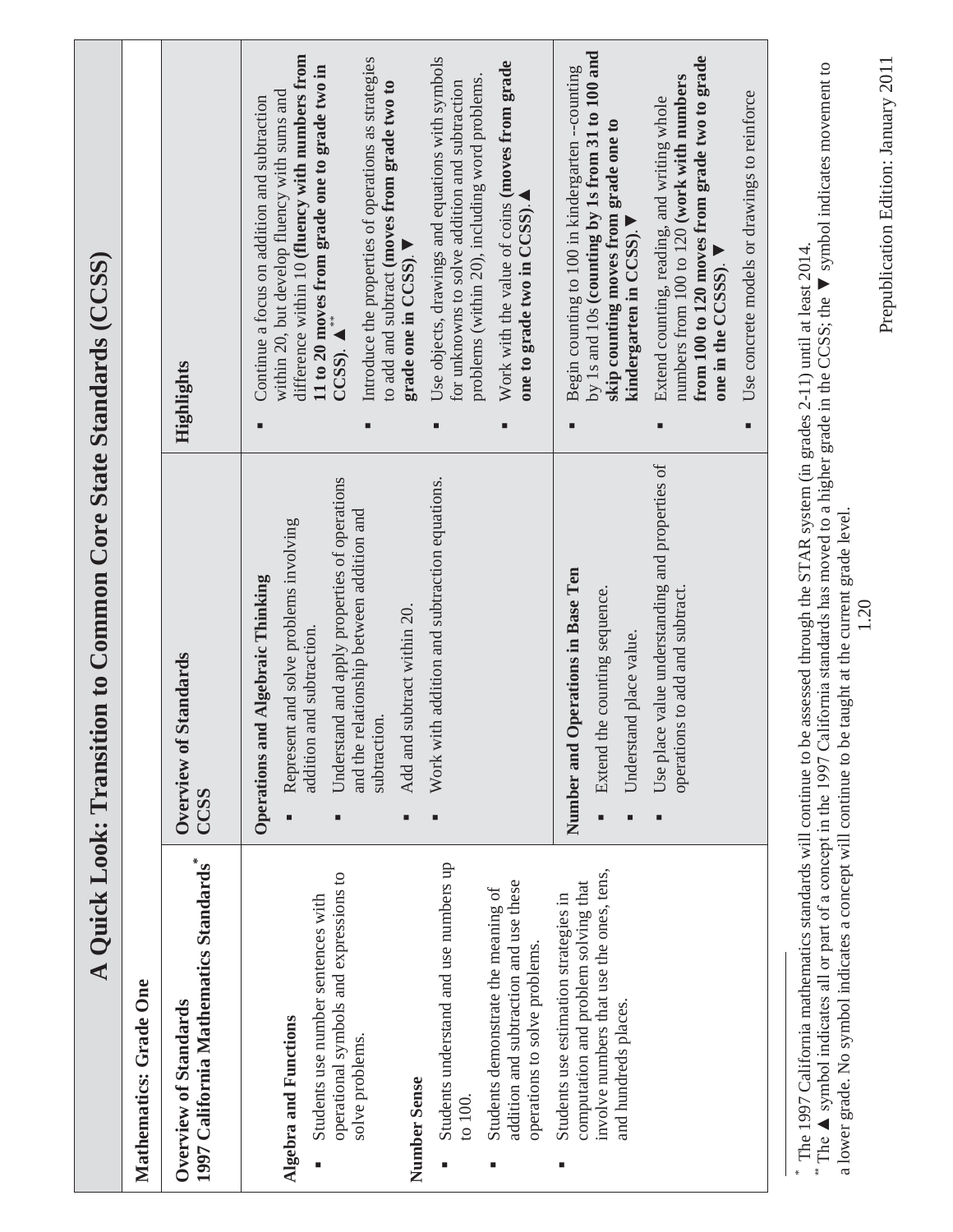# A Quick Look: Transition to Common Core State Standards (CCSS)

**Mathematics: Grade One**

| Overview of Standards 1997 California Mathematics Standards* | Overview of Standards CCSS | Highlights |
|---|---|---|
| **Algebra and Functions**<br>▪ Students use number sentences with operational symbols and expressions to solve problems.<br><br>**Number Sense**<br>▪ Students understand and use numbers up to 100.<br>▪ Students demonstrate the meaning of addition and subtraction and use these operations to solve problems.<br>▪ Students use estimation strategies in computation and problem solving that involve numbers that use the ones, tens, and hundreds places. | **Operations and Algebraic Thinking**<br>▪ Represent and solve problems involving addition and subtraction.<br>▪ Understand and apply properties of operations and the relationship between addition and subtraction.<br>▪ Add and subtract within 20.<br>▪ Work with addition and subtraction equations. | ▪ Continue a focus on addition and subtraction within 20, but develop fluency with sums and difference within 10 **(fluency with numbers from 11 to 20 moves from grade one to grade two in CCSS)**. ▲**<br>▪ Introduce the properties of operations as strategies to add and subtract **(moves from grade two to grade one in CCSS)**. ▼<br>▪ Use objects, drawings and equations with symbols for unknowns to solve addition and subtraction problems (within 20), including word problems.<br>▪ Work with the value of coins **(moves from grade one to grade two in CCSS)**.▲ |
| | **Number and Operations in Base Ten**<br>▪ Extend the counting sequence.<br>▪ Understand place value.<br>▪ Use place value understanding and properties of operations to add and subtract. | ▪ Begin counting to 100 in kindergarten --counting by 1s and 10s **(counting by 1s from 31 to 100 and skip counting moves from grade one to kindergarten in CCSS)**.▼<br>▪ Extend counting, reading, and writing whole numbers from 100 to 120 **(work with numbers from 100 to 120 moves from grade two to grade one in the CCSSS)**. ▼<br>▪ Use concrete models or drawings to reinforce |

\* The 1997 California mathematics standards will continue to be assessed through the STAR system (in grades 2-11) until at least 2014.
\*\* The ▲ symbol indicates all or part of a concept in the 1997 California standards has moved to a higher grade in the CCSS; the ▼ symbol indicates movement to a lower grade. No symbol indicates a concept will continue to be taught at the current grade level.

Prepublication Edition: January 2011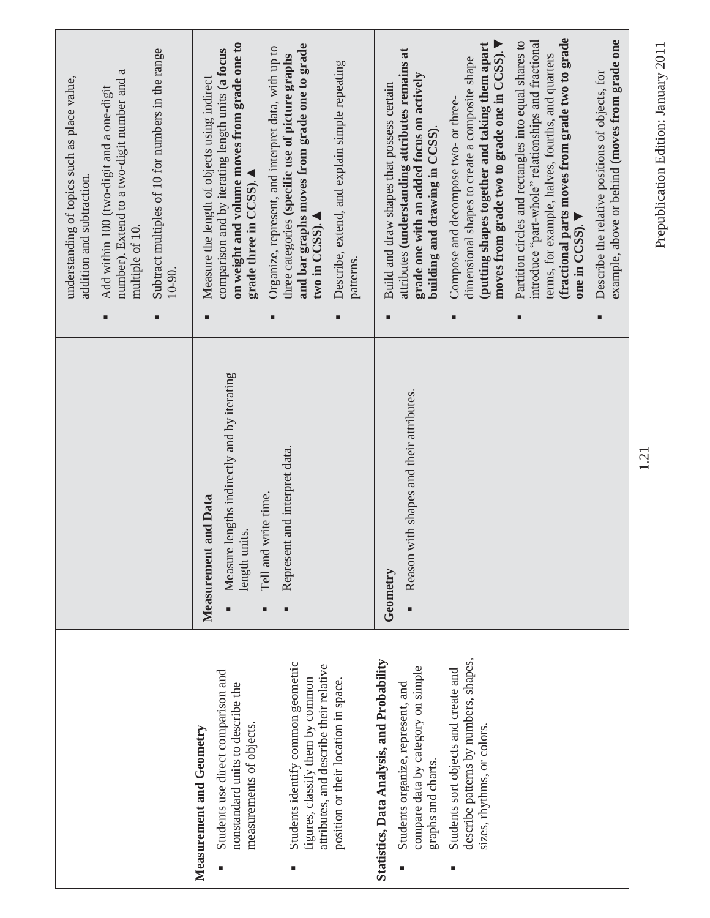| | | |
|---|---|---|
| | | ▪ understanding of topics such as place value, addition and subtraction.<br>▪ Add within 100 (two-digit and a one-digit number). Extend to a two-digit number and a multiple of 10.<br>▪ Subtract multiples of 10 for numbers in the range 10-90. |
| **Measurement and Geometry**<br>▪ Students use direct comparison and nonstandard units to describe the measurements of objects.<br>▪ Students identify common geometric figures, classify them by common attributes, and describe their relative position or their location in space.<br>**Statistics, Data Analysis, and Probability**<br>▪ Students organize, represent, and compare data by category on simple graphs and charts.<br>▪ Students sort objects and create and describe patterns by numbers, shapes, sizes, rhythms, or colors. | **Measurement and Data**<br>▪ Measure lengths indirectly and by iterating length units.<br>▪ Tell and write time.<br>▪ Represent and interpret data. | ▪ Measure the length of objects using indirect comparison and by iterating length units **(a focus on weight and volume moves from grade one to grade three in CCSS)**.▲<br>▪ Organize, represent, and interpret data, with up to three categories **(specific use of picture graphs and bar graphs moves from grade one to grade two in CCSS)**.▲<br>▪ Describe, extend, and explain simple repeating patterns. |
| | **Geometry**<br>▪ Reason with shapes and their attributes. | ▪ Build and draw shapes that possess certain attributes **(understanding attributes remains at grade one with an added focus on actively building and drawing in CCSS)**.<br>▪ Compose and decompose two- or three-dimensional shapes to create a composite shape **(putting shapes together and taking them apart moves from grade two to grade one in CCSS)**.▼<br>▪ Partition circles and rectangles into equal shares to introduce "part-whole" relationships and fractional terms, for example, halves, fourths, and quarters **(fractional parts moves from grade two to grade one in CCSS)**.▼<br>▪ Describe the relative positions of objects, for example, above or behind **(moves from grade one** |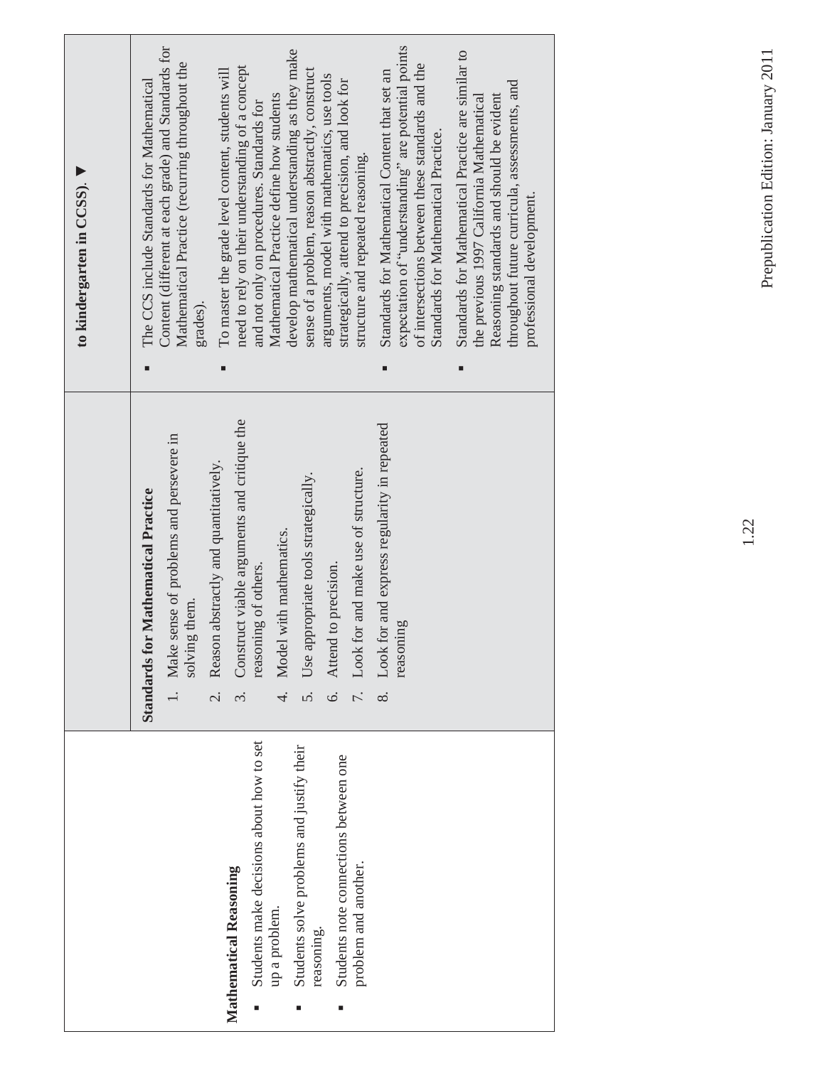| | | to kindergarten in CCSS). ▼ |
|---|---|---|
| **Mathematical Reasoning**<br>▪ Students make decisions about how to set up a problem.<br>▪ Students solve problems and justify their reasoning.<br>▪ Students note connections between one problem and another. | **Standards for Mathematical Practice**<br>1. Make sense of problems and persevere in solving them.<br>2. Reason abstractly and quantitatively.<br>3. Construct viable arguments and critique the reasoning of others.<br>4. Model with mathematics.<br>5. Use appropriate tools strategically.<br>6. Attend to precision.<br>7. Look for and make use of structure.<br>8. Look for and express regularity in repeated reasoning | ▪ The CCS include Standards for Mathematical Content (different at each grade) and Standards for Mathematical Practice (recurring throughout the grades).<br>▪ To master the grade level content, students will need to rely on their understanding of a concept and not only on procedures. Standards for Mathematical Practice define how students develop mathematical understanding as they make sense of a problem, reason abstractly, construct arguments, model with mathematics, use tools strategically, attend to precision, and look for structure and repeated reasoning.<br>▪ Standards for Mathematical Content that set an expectation of "understanding" are potential points of intersections between these standards and the Standards for Mathematical Practice.<br>▪ Standards for Mathematical Practice are similar to the previous 1997 California Mathematical Reasoning standards and should be evident throughout future curricula, assessments, and professional development. |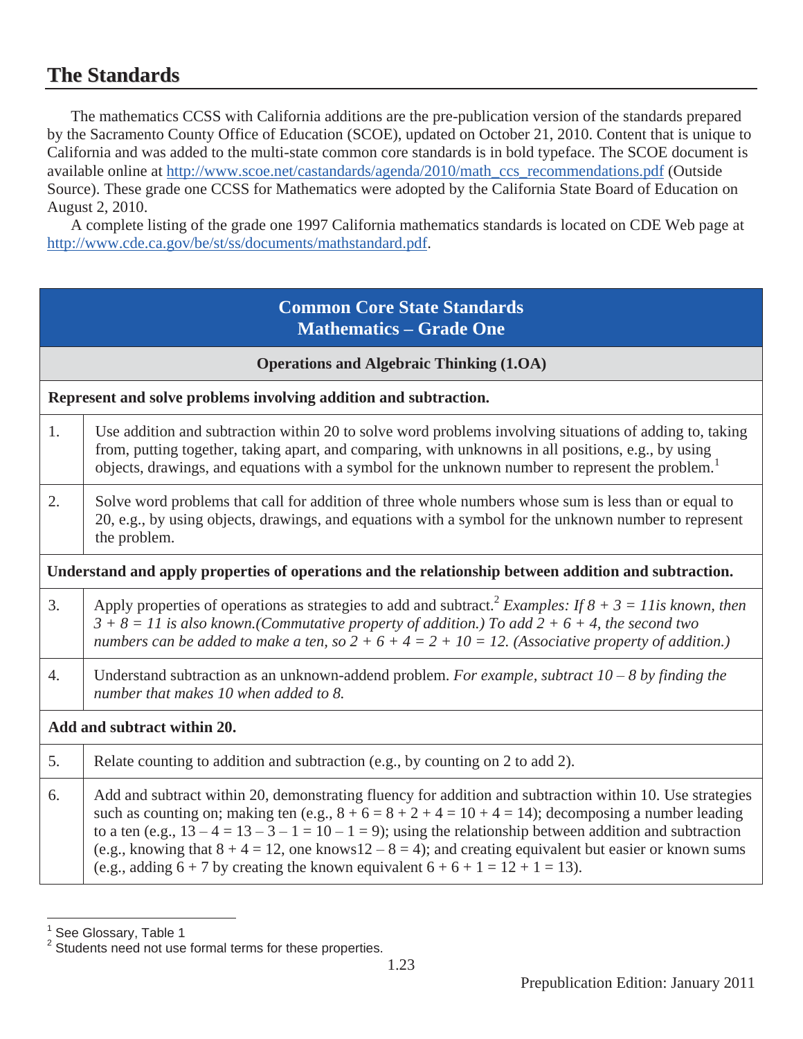## The Standards

The mathematics CCSS with California additions are the pre-publication version of the standards prepared by the Sacramento County Office of Education (SCOE), updated on October 21, 2010. Content that is unique to California and was added to the multi-state common core standards is in bold typeface. The SCOE document is available online at http://www.scoe.net/castandards/agenda/2010/math_ccs_recommendations.pdf (Outside Source). These grade one CCSS for Mathematics were adopted by the California State Board of Education on August 2, 2010.

A complete listing of the grade one 1997 California mathematics standards is located on CDE Web page at http://www.cde.ca.gov/be/st/ss/documents/mathstandard.pdf.

| **Common Core State Standards Mathematics – Grade One** | |
|---|---|
| **Operations and Algebraic Thinking (1.OA)** | |
| **Represent and solve problems involving addition and subtraction.** | |
| 1. | Use addition and subtraction within 20 to solve word problems involving situations of adding to, taking from, putting together, taking apart, and comparing, with unknowns in all positions, e.g., by using objects, drawings, and equations with a symbol for the unknown number to represent the problem.[1] |
| 2. | Solve word problems that call for addition of three whole numbers whose sum is less than or equal to 20, e.g., by using objects, drawings, and equations with a symbol for the unknown number to represent the problem. |
| **Understand and apply properties of operations and the relationship between addition and subtraction.** | |
| 3. | Apply properties of operations as strategies to add and subtract.[2] *Examples: If 8 + 3 = 11is known, then 3 + 8 = 11 is also known.(Commutative property of addition.) To add 2 + 6 + 4, the second two numbers can be added to make a ten, so 2 + 6 + 4 = 2 + 10 = 12. (Associative property of addition.)* |
| 4. | Understand subtraction as an unknown-addend problem. *For example, subtract 10 – 8 by finding the number that makes 10 when added to 8.* |
| **Add and subtract within 20.** | |
| 5. | Relate counting to addition and subtraction (e.g., by counting on 2 to add 2). |
| 6. | Add and subtract within 20, demonstrating fluency for addition and subtraction within 10. Use strategies such as counting on; making ten (e.g., 8 + 6 = 8 + 2 + 4 = 10 + 4 = 14); decomposing a number leading to a ten (e.g., 13 – 4 = 13 – 3 – 1 = 10 – 1 = 9); using the relationship between addition and subtraction (e.g., knowing that 8 + 4 = 12, one knows12 – 8 = 4); and creating equivalent but easier or known sums (e.g., adding 6 + 7 by creating the known equivalent 6 + 6 + 1 = 12 + 1 = 13). |

[1] See Glossary, Table 1

[2] Students need not use formal terms for these properties.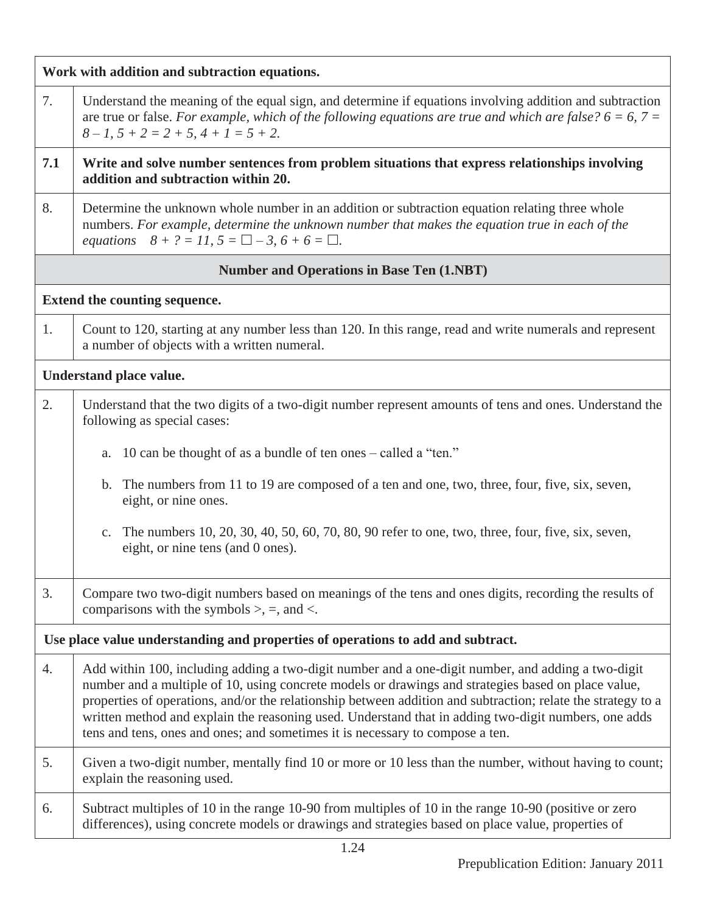| Work with addition and subtraction equations. | |
|---|---|
| 7. | Understand the meaning of the equal sign, and determine if equations involving addition and subtraction are true or false. *For example, which of the following equations are true and which are false?* $6 = 6$, $7 = 8 – 1$, $5 + 2 = 2 + 5$, $4 + 1 = 5 + 2$. |
| **7.1** | **Write and solve number sentences from problem situations that express relationships involving addition and subtraction within 20.** |
| 8. | Determine the unknown whole number in an addition or subtraction equation relating three whole numbers. *For example, determine the unknown number that makes the equation true in each of the equations* $8 + ? = 11$, $5 = \square – 3$, $6 + 6 = \square$. |

## Number and Operations in Base Ten (1.NBT)

| Extend the counting sequence. | |
|---|---|
| 1. | Count to 120, starting at any number less than 120. In this range, read and write numerals and represent a number of objects with a written numeral. |
| **Understand place value.** | |
| 2. | Understand that the two digits of a two-digit number represent amounts of tens and ones. Understand the following as special cases: <br> a. 10 can be thought of as a bundle of ten ones – called a "ten." <br> b. The numbers from 11 to 19 are composed of a ten and one, two, three, four, five, six, seven, eight, or nine ones. <br> c. The numbers 10, 20, 30, 40, 50, 60, 70, 80, 90 refer to one, two, three, four, five, six, seven, eight, or nine tens (and 0 ones). |
| 3. | Compare two two-digit numbers based on meanings of the tens and ones digits, recording the results of comparisons with the symbols >, =, and <. |
| **Use place value understanding and properties of operations to add and subtract.** | |
| 4. | Add within 100, including adding a two-digit number and a one-digit number, and adding a two-digit number and a multiple of 10, using concrete models or drawings and strategies based on place value, properties of operations, and/or the relationship between addition and subtraction; relate the strategy to a written method and explain the reasoning used. Understand that in adding two-digit numbers, one adds tens and tens, ones and ones; and sometimes it is necessary to compose a ten. |
| 5. | Given a two-digit number, mentally find 10 or more or 10 less than the number, without having to count; explain the reasoning used. |
| 6. | Subtract multiples of 10 in the range 10-90 from multiples of 10 in the range 10-90 (positive or zero differences), using concrete models or drawings and strategies based on place value, properties of |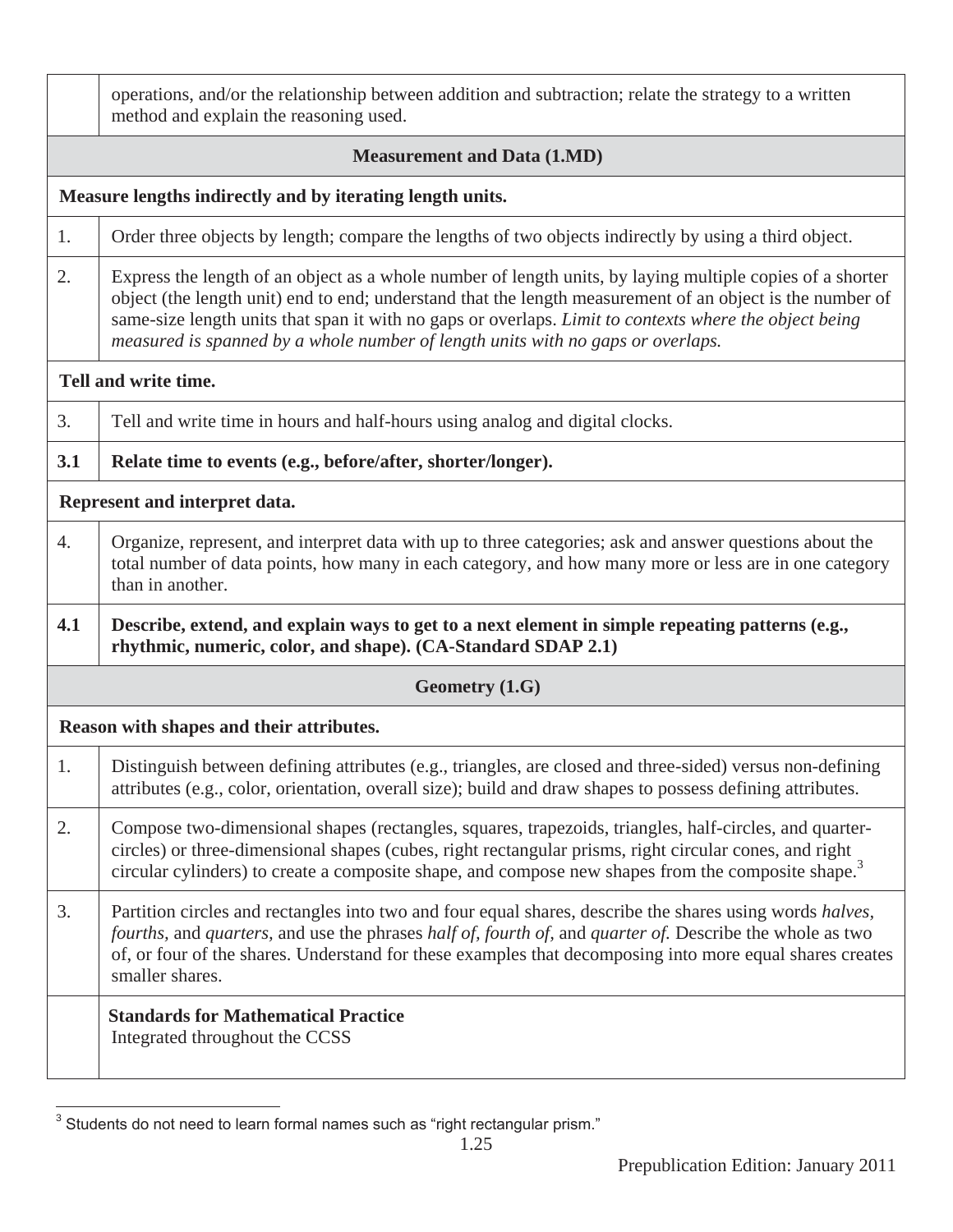| | |
|---|---|
| | operations, and/or the relationship between addition and subtraction; relate the strategy to a written method and explain the reasoning used. |
| | **Measurement and Data (1.MD)** |
| **Measure lengths indirectly and by iterating length units.** | |
| 1. | Order three objects by length; compare the lengths of two objects indirectly by using a third object. |
| 2. | Express the length of an object as a whole number of length units, by laying multiple copies of a shorter object (the length unit) end to end; understand that the length measurement of an object is the number of same-size length units that span it with no gaps or overlaps. *Limit to contexts where the object being measured is spanned by a whole number of length units with no gaps or overlaps.* |
| **Tell and write time.** | |
| 3. | Tell and write time in hours and half-hours using analog and digital clocks. |
| **3.1** | **Relate time to events (e.g., before/after, shorter/longer).** |
| **Represent and interpret data.** | |
| 4. | Organize, represent, and interpret data with up to three categories; ask and answer questions about the total number of data points, how many in each category, and how many more or less are in one category than in another. |
| **4.1** | **Describe, extend, and explain ways to get to a next element in simple repeating patterns (e.g., rhythmic, numeric, color, and shape). (CA-Standard SDAP 2.1)** |
| | **Geometry (1.G)** |
| **Reason with shapes and their attributes.** | |
| 1. | Distinguish between defining attributes (e.g., triangles, are closed and three-sided) versus non-defining attributes (e.g., color, orientation, overall size); build and draw shapes to possess defining attributes. |
| 2. | Compose two-dimensional shapes (rectangles, squares, trapezoids, triangles, half-circles, and quarter-circles) or three-dimensional shapes (cubes, right rectangular prisms, right circular cones, and right circular cylinders) to create a composite shape, and compose new shapes from the composite shape.[3] |
| 3. | Partition circles and rectangles into two and four equal shares, describe the shares using words *halves, fourths,* and *quarters,* and use the phrases *half of, fourth of,* and *quarter of.* Describe the whole as two of, or four of the shares. Understand for these examples that decomposing into more equal shares creates smaller shares. |
| | **Standards for Mathematical Practice** Integrated throughout the CCSS |

[3] Students do not need to learn formal names such as "right rectangular prism."

Prepublication Edition: January 2011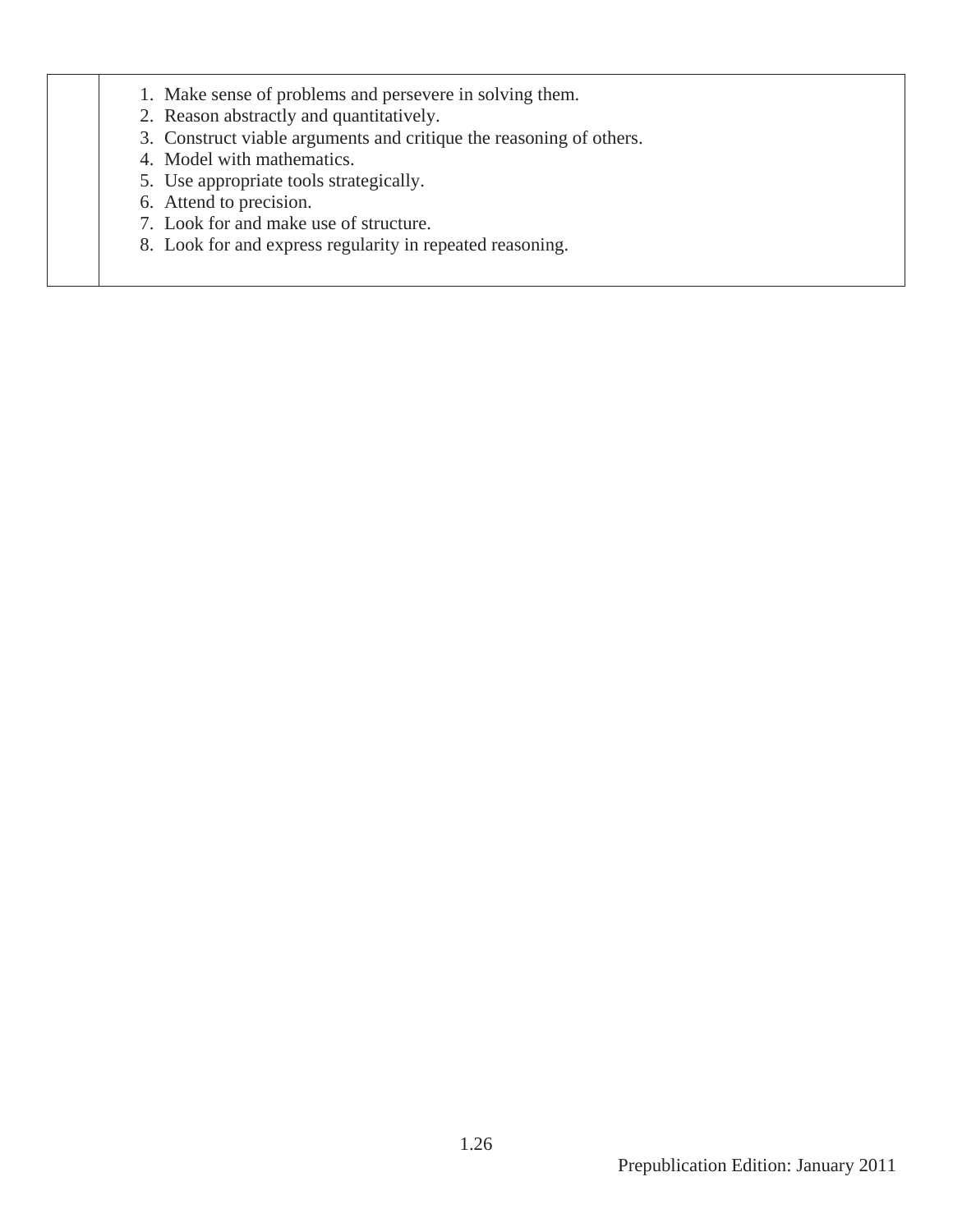1. Make sense of problems and persevere in solving them.
2. Reason abstractly and quantitatively.
3. Construct viable arguments and critique the reasoning of others.
4. Model with mathematics.
5. Use appropriate tools strategically.
6. Attend to precision.
7. Look for and make use of structure.
8. Look for and express regularity in repeated reasoning.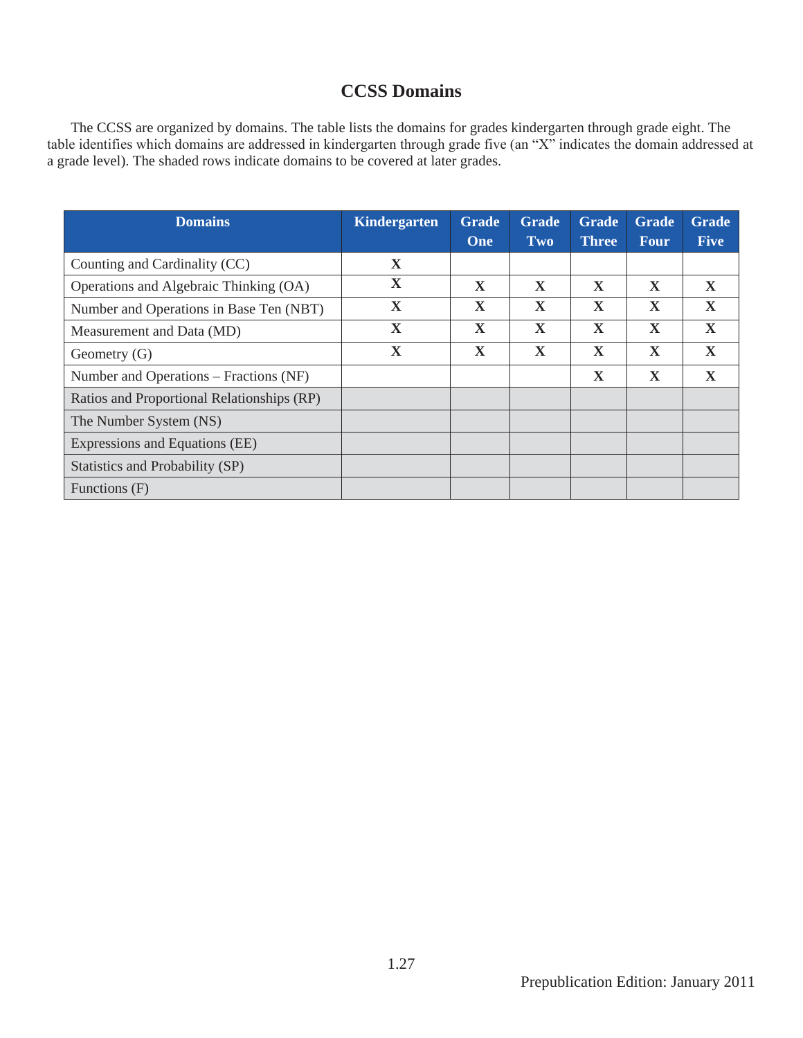# CCSS Domains

The CCSS are organized by domains. The table lists the domains for grades kindergarten through grade eight. The table identifies which domains are addressed in kindergarten through grade five (an "X" indicates the domain addressed at a grade level). The shaded rows indicate domains to be covered at later grades.

| Domains | Kindergarten | Grade One | Grade Two | Grade Three | Grade Four | Grade Five |
|---|---|---|---|---|---|---|
| Counting and Cardinality (CC) | X | | | | | |
| Operations and Algebraic Thinking (OA) | X | X | X | X | X | X |
| Number and Operations in Base Ten (NBT) | X | X | X | X | X | X |
| Measurement and Data (MD) | X | X | X | X | X | X |
| Geometry (G) | X | X | X | X | X | X |
| Number and Operations – Fractions (NF) | | | | X | X | X |
| Ratios and Proportional Relationships (RP) | | | | | | |
| The Number System (NS) | | | | | | |
| Expressions and Equations (EE) | | | | | | |
| Statistics and Probability (SP) | | | | | | |
| Functions (F) | | | | | | |

Prepublication Edition: January 2011